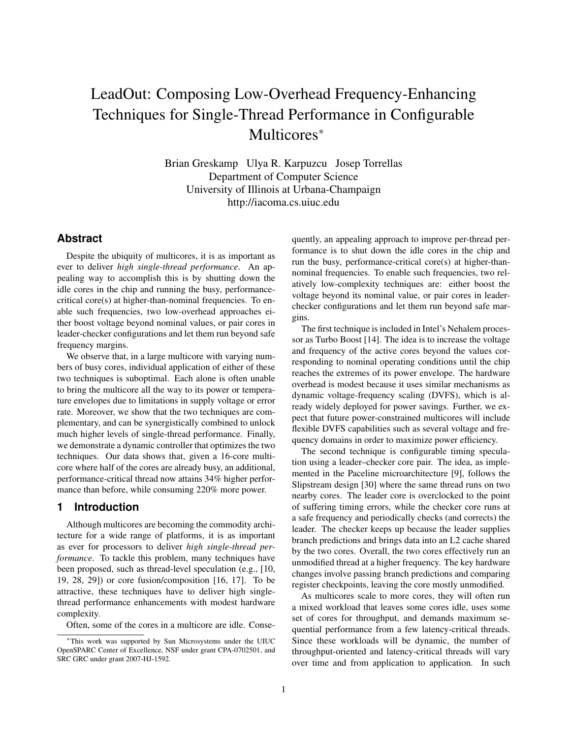# LeadOut: Composing Low-Overhead Frequency-Enhancing Techniques for Single-Thread Performance in Configurable Multicores*

Brian Greskamp   Ulya R. Karpuzcu   Josep Torrellas
Department of Computer Science
University of Illinois at Urbana-Champaign
http://iacoma.cs.uiuc.edu

## Abstract

Despite the ubiquity of multicores, it is as important as ever to deliver *high single-thread performance*. An appealing way to accomplish this is by shutting down the idle cores in the chip and running the busy, performance-critical core(s) at higher-than-nominal frequencies. To enable such frequencies, two low-overhead approaches either boost voltage beyond nominal values, or pair cores in leader-checker configurations and let them run beyond safe frequency margins.

We observe that, in a large multicore with varying numbers of busy cores, individual application of either of these two techniques is suboptimal. Each alone is often unable to bring the multicore all the way to its power or temperature envelopes due to limitations in supply voltage or error rate. Moreover, we show that the two techniques are complementary, and can be synergistically combined to unlock much higher levels of single-thread performance. Finally, we demonstrate a dynamic controller that optimizes the two techniques. Our data shows that, given a 16-core multicore where half of the cores are already busy, an additional, performance-critical thread now attains 34% higher performance than before, while consuming 220% more power.

## 1 Introduction

Although multicores are becoming the commodity architecture for a wide range of platforms, it is as important as ever for processors to deliver *high single-thread performance*. To tackle this problem, many techniques have been proposed, such as thread-level speculation (e.g., [10, 19, 28, 29]) or core fusion/composition [16, 17]. To be attractive, these techniques have to deliver high single-thread performance enhancements with modest hardware complexity.

Often, some of the cores in a multicore are idle. Consequently, an appealing approach to improve per-thread performance is to shut down the idle cores in the chip and run the busy, performance-critical core(s) at higher-than-nominal frequencies. To enable such frequencies, two relatively low-complexity techniques are: either boost the voltage beyond its nominal value, or pair cores in leader-checker configurations and let them run beyond safe margins.

The first technique is included in Intel's Nehalem processor as Turbo Boost [14]. The idea is to increase the voltage and frequency of the active cores beyond the values corresponding to nominal operating conditions until the chip reaches the extremes of its power envelope. The hardware overhead is modest because it uses similar mechanisms as dynamic voltage-frequency scaling (DVFS), which is already widely deployed for power savings. Further, we expect that future power-constrained multicores will include flexible DVFS capabilities such as several voltage and frequency domains in order to maximize power efficiency.

The second technique is configurable timing speculation using a leader–checker core pair. The idea, as implemented in the Paceline microarchitecture [9], follows the Slipstream design [30] where the same thread runs on two nearby cores. The leader core is overclocked to the point of suffering timing errors, while the checker core runs at a safe frequency and periodically checks (and corrects) the leader. The checker keeps up because the leader supplies branch predictions and brings data into an L2 cache shared by the two cores. Overall, the two cores effectively run an unmodified thread at a higher frequency. The key hardware changes involve passing branch predictions and comparing register checkpoints, leaving the core mostly unmodified.

As multicores scale to more cores, they will often run a mixed workload that leaves some cores idle, uses some set of cores for throughput, and demands maximum sequential performance from a few latency-critical threads. Since these workloads will be dynamic, the number of throughput-oriented and latency-critical threads will vary over time and from application to application. In such

*This work was supported by Sun Microsystems under the UIUC OpenSPARC Center of Excellence, NSF under grant CPA-0702501, and SRC GRC under grant 2007-HJ-1592.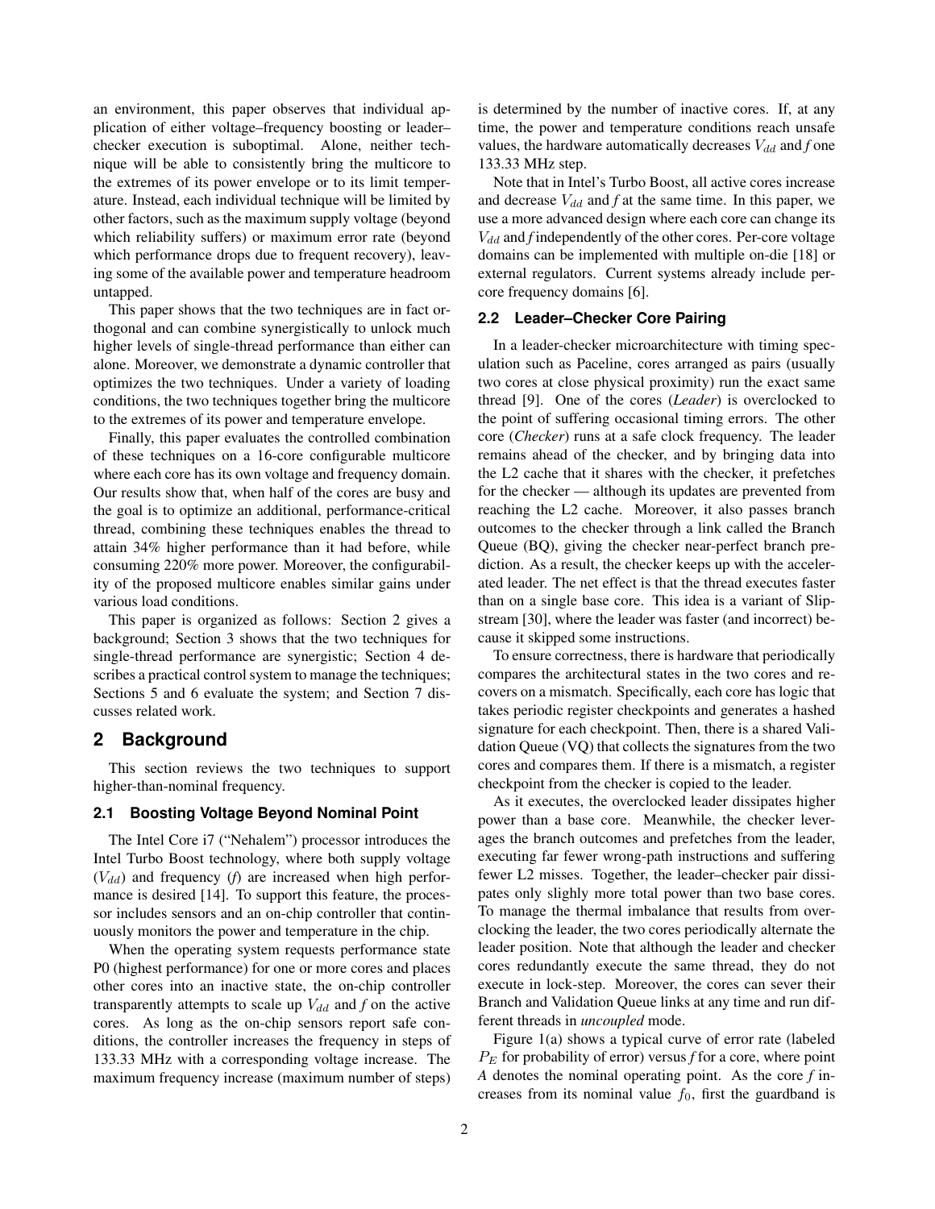an environment, this paper observes that individual application of either voltage–frequency boosting or leader–checker execution is suboptimal. Alone, neither technique will be able to consistently bring the multicore to the extremes of its power envelope or to its limit temperature. Instead, each individual technique will be limited by other factors, such as the maximum supply voltage (beyond which reliability suffers) or maximum error rate (beyond which performance drops due to frequent recovery), leaving some of the available power and temperature headroom untapped.

This paper shows that the two techniques are in fact orthogonal and can combine synergistically to unlock much higher levels of single-thread performance than either can alone. Moreover, we demonstrate a dynamic controller that optimizes the two techniques. Under a variety of loading conditions, the two techniques together bring the multicore to the extremes of its power and temperature envelope.

Finally, this paper evaluates the controlled combination of these techniques on a 16-core configurable multicore where each core has its own voltage and frequency domain. Our results show that, when half of the cores are busy and the goal is to optimize an additional, performance-critical thread, combining these techniques enables the thread to attain 34% higher performance than it had before, while consuming 220% more power. Moreover, the configurability of the proposed multicore enables similar gains under various load conditions.

This paper is organized as follows: Section 2 gives a background; Section 3 shows that the two techniques for single-thread performance are synergistic; Section 4 describes a practical control system to manage the techniques; Sections 5 and 6 evaluate the system; and Section 7 discusses related work.

## 2 Background

This section reviews the two techniques to support higher-than-nominal frequency.

### 2.1 Boosting Voltage Beyond Nominal Point

The Intel Core i7 ("Nehalem") processor introduces the Intel Turbo Boost technology, where both supply voltage ($V_{dd}$) and frequency ($f$) are increased when high performance is desired [14]. To support this feature, the processor includes sensors and an on-chip controller that continuously monitors the power and temperature in the chip.

When the operating system requests performance state P0 (highest performance) for one or more cores and places other cores into an inactive state, the on-chip controller transparently attempts to scale up $V_{dd}$ and $f$ on the active cores. As long as the on-chip sensors report safe conditions, the controller increases the frequency in steps of 133.33 MHz with a corresponding voltage increase. The maximum frequency increase (maximum number of steps) is determined by the number of inactive cores. If, at any time, the power and temperature conditions reach unsafe values, the hardware automatically decreases $V_{dd}$ and $f$ one 133.33 MHz step.

Note that in Intel's Turbo Boost, all active cores increase and decrease $V_{dd}$ and $f$ at the same time. In this paper, we use a more advanced design where each core can change its $V_{dd}$ and $f$ independently of the other cores. Per-core voltage domains can be implemented with multiple on-die [18] or external regulators. Current systems already include per-core frequency domains [6].

### 2.2 Leader–Checker Core Pairing

In a leader-checker microarchitecture with timing speculation such as Paceline, cores arranged as pairs (usually two cores at close physical proximity) run the exact same thread [9]. One of the cores (*Leader*) is overclocked to the point of suffering occasional timing errors. The other core (*Checker*) runs at a safe clock frequency. The leader remains ahead of the checker, and by bringing data into the L2 cache that it shares with the checker, it prefetches for the checker — although its updates are prevented from reaching the L2 cache. Moreover, it also passes branch outcomes to the checker through a link called the Branch Queue (BQ), giving the checker near-perfect branch prediction. As a result, the checker keeps up with the accelerated leader. The net effect is that the thread executes faster than on a single base core. This idea is a variant of Slipstream [30], where the leader was faster (and incorrect) because it skipped some instructions.

To ensure correctness, there is hardware that periodically compares the architectural states in the two cores and recovers on a mismatch. Specifically, each core has logic that takes periodic register checkpoints and generates a hashed signature for each checkpoint. Then, there is a shared Validation Queue (VQ) that collects the signatures from the two cores and compares them. If there is a mismatch, a register checkpoint from the checker is copied to the leader.

As it executes, the overclocked leader dissipates higher power than a base core. Meanwhile, the checker leverages the branch outcomes and prefetches from the leader, executing far fewer wrong-path instructions and suffering fewer L2 misses. Together, the leader–checker pair dissipates only slighly more total power than two base cores. To manage the thermal imbalance that results from overclocking the leader, the two cores periodically alternate the leader position. Note that although the leader and checker cores redundantly execute the same thread, they do not execute in lock-step. Moreover, the cores can sever their Branch and Validation Queue links at any time and run different threads in *uncoupled* mode.

Figure 1(a) shows a typical curve of error rate (labeled $P_E$ for probability of error) versus $f$ for a core, where point $A$ denotes the nominal operating point. As the core $f$ increases from its nominal value $f_0$, first the guardband is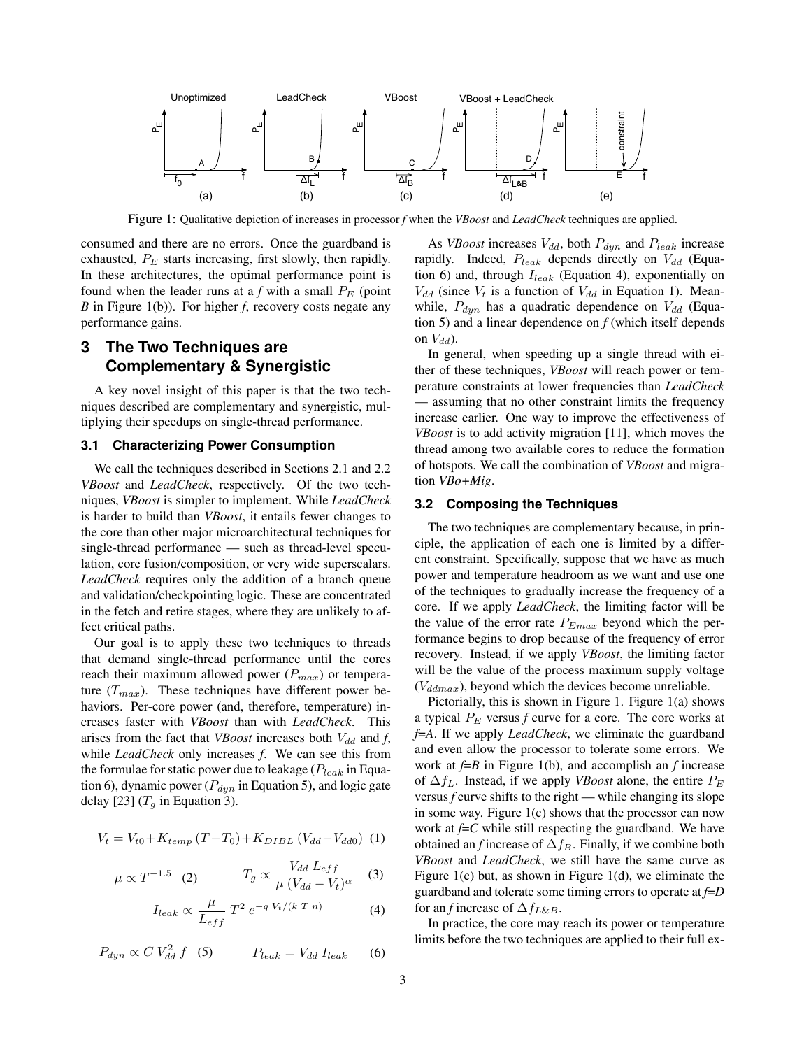Figure 1: Qualitative depiction of increases in processor *f* when the *VBoost* and *LeadCheck* techniques are applied.

consumed and there are no errors. Once the guardband is exhausted, $P_E$ starts increasing, first slowly, then rapidly. In these architectures, the optimal performance point is found when the leader runs at a *f* with a small $P_E$ (point *B* in Figure 1(b)). For higher *f*, recovery costs negate any performance gains.

## 3 The Two Techniques are Complementary & Synergistic

A key novel insight of this paper is that the two techniques described are complementary and synergistic, multiplying their speedups on single-thread performance.

### 3.1 Characterizing Power Consumption

We call the techniques described in Sections 2.1 and 2.2 *VBoost* and *LeadCheck*, respectively. Of the two techniques, *VBoost* is simpler to implement. While *LeadCheck* is harder to build than *VBoost*, it entails fewer changes to the core than other major microarchitectural techniques for single-thread performance — such as thread-level speculation, core fusion/composition, or very wide superscalars. *LeadCheck* requires only the addition of a branch queue and validation/checkpointing logic. These are concentrated in the fetch and retire stages, where they are unlikely to affect critical paths.

Our goal is to apply these two techniques to threads that demand single-thread performance until the cores reach their maximum allowed power ($P_{max}$) or temperature ($T_{max}$). These techniques have different power behaviors. Per-core power (and, therefore, temperature) increases faster with *VBoost* than with *LeadCheck*. This arises from the fact that *VBoost* increases both $V_{dd}$ and *f*, while *LeadCheck* only increases *f*. We can see this from the formulae for static power due to leakage ($P_{leak}$ in Equation 6), dynamic power ($P_{dyn}$ in Equation 5), and logic gate delay [23] ($T_g$ in Equation 3).

$$V_t = V_{t0} + K_{temp}\,(T - T_0) + K_{DIBL}\,(V_{dd} - V_{dd0}) \quad (1)$$

$$\mu \propto T^{-1.5} \quad (2) \qquad T_g \propto \frac{V_{dd}\, L_{eff}}{\mu\,(V_{dd} - V_t)^{\alpha}} \quad (3)$$

$$I_{leak} \propto \frac{\mu}{L_{eff}}\, T^2\, e^{-q\, V_t/(k\ T\ n)} \quad (4)$$

$$P_{dyn} \propto C\, V_{dd}^2\, f \quad (5) \qquad P_{leak} = V_{dd}\, I_{leak} \quad (6)$$

As *VBoost* increases $V_{dd}$, both $P_{dyn}$ and $P_{leak}$ increase rapidly. Indeed, $P_{leak}$ depends directly on $V_{dd}$ (Equation 6) and, through $I_{leak}$ (Equation 4), exponentially on $V_{dd}$ (since $V_t$ is a function of $V_{dd}$ in Equation 1). Meanwhile, $P_{dyn}$ has a quadratic dependence on $V_{dd}$ (Equation 5) and a linear dependence on *f* (which itself depends on $V_{dd}$).

In general, when speeding up a single thread with either of these techniques, *VBoost* will reach power or temperature constraints at lower frequencies than *LeadCheck* — assuming that no other constraint limits the frequency increase earlier. One way to improve the effectiveness of *VBoost* is to add activity migration [11], which moves the thread among two available cores to reduce the formation of hotspots. We call the combination of *VBoost* and migration *VBo+Mig*.

### 3.2 Composing the Techniques

The two techniques are complementary because, in principle, the application of each one is limited by a different constraint. Specifically, suppose that we have as much power and temperature headroom as we want and use one of the techniques to gradually increase the frequency of a core. If we apply *LeadCheck*, the limiting factor will be the value of the error rate $P_{Emax}$ beyond which the performance begins to drop because of the frequency of error recovery. Instead, if we apply *VBoost*, the limiting factor will be the value of the process maximum supply voltage ($V_{ddmax}$), beyond which the devices become unreliable.

Pictorially, this is shown in Figure 1. Figure 1(a) shows a typical $P_E$ versus *f* curve for a core. The core works at *f=A*. If we apply *LeadCheck*, we eliminate the guardband and even allow the processor to tolerate some errors. We work at *f=B* in Figure 1(b), and accomplish an *f* increase of $\Delta f_L$. Instead, if we apply *VBoost* alone, the entire $P_E$ versus *f* curve shifts to the right — while changing its slope in some way. Figure 1(c) shows that the processor can now work at *f=C* while still respecting the guardband. We have obtained an *f* increase of $\Delta f_B$. Finally, if we combine both *VBoost* and *LeadCheck*, we still have the same curve as Figure 1(c) but, as shown in Figure 1(d), we eliminate the guardband and tolerate some timing errors to operate at *f=D* for an *f* increase of $\Delta f_{L\&B}$.

In practice, the core may reach its power or temperature limits before the two techniques are applied to their full ex-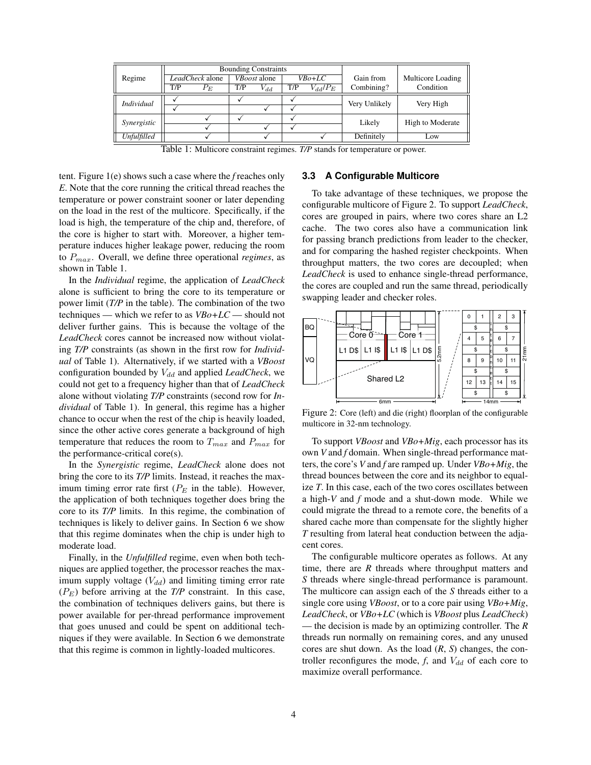| Regime | Bounding Constraints | | | | | | Gain from Combining? | Multicore Loading Condition |
|---|---|---|---|---|---|---|---|---|
| | *LeadCheck* alone | | *VBoost* alone | | *VBo+LC* | | | |
| | T/P | $P_E$ | T/P | $V_{dd}$ | T/P | $V_{dd}/P_E$ | | |
| *Individual* | ✓ | | ✓ | | ✓ | | Very Unlikely | Very High |
| | ✓ | | | ✓ | ✓ | | | |
| *Synergistic* | | ✓ | ✓ | | ✓ | | Likely | High to Moderate |
| | | ✓ | | ✓ | ✓ | | | |
| *Unfulfilled* | | ✓ | | ✓ | | ✓ | Definitely | Low |

Table 1: Multicore constraint regimes. *T/P* stands for temperature or power.

tent. Figure 1(e) shows such a case where the *f* reaches only *E*. Note that the core running the critical thread reaches the temperature or power constraint sooner or later depending on the load in the rest of the multicore. Specifically, if the load is high, the temperature of the chip and, therefore, of the core is higher to start with. Moreover, a higher temperature induces higher leakage power, reducing the room to $P_{max}$. Overall, we define three operational *regimes*, as shown in Table 1.

In the *Individual* regime, the application of *LeadCheck* alone is sufficient to bring the core to its temperature or power limit (*T/P* in the table). The combination of the two techniques — which we refer to as *VBo+LC* — should not deliver further gains. This is because the voltage of the *LeadCheck* cores cannot be increased now without violating *T/P* constraints (as shown in the first row for *Individual* of Table 1). Alternatively, if we started with a *VBoost* configuration bounded by $V_{dd}$ and applied *LeadCheck*, we could not get to a frequency higher than that of *LeadCheck* alone without violating *T/P* constraints (second row for *Individual* of Table 1). In general, this regime has a higher chance to occur when the rest of the chip is heavily loaded, since the other active cores generate a background of high temperature that reduces the room to $T_{max}$ and $P_{max}$ for the performance-critical core(s).

In the *Synergistic* regime, *LeadCheck* alone does not bring the core to its *T/P* limits. Instead, it reaches the maximum timing error rate first ($P_E$ in the table). However, the application of both techniques together does bring the core to its *T/P* limits. In this regime, the combination of techniques is likely to deliver gains. In Section 6 we show that this regime dominates when the chip is under high to moderate load.

Finally, in the *Unfulfilled* regime, even when both techniques are applied together, the processor reaches the maximum supply voltage ($V_{dd}$) and limiting timing error rate ($P_E$) before arriving at the *T/P* constraint. In this case, the combination of techniques delivers gains, but there is power available for per-thread performance improvement that goes unused and could be spent on additional techniques if they were available. In Section 6 we demonstrate that this regime is common in lightly-loaded multicores.

### 3.3 A Configurable Multicore

To take advantage of these techniques, we propose the configurable multicore of Figure 2. To support *LeadCheck*, cores are grouped in pairs, where two cores share an L2 cache. The two cores also have a communication link for passing branch predictions from leader to the checker, and for comparing the hashed register checkpoints. When throughput matters, the two cores are decoupled; when *LeadCheck* is used to enhance single-thread performance, the cores are coupled and run the same thread, periodically swapping leader and checker roles.

Figure 2: Core (left) and die (right) floorplan of the configurable multicore in 32-nm technology.

To support *VBoost* and *VBo+Mig*, each processor has its own *V* and *f* domain. When single-thread performance matters, the core's *V* and *f* are ramped up. Under *VBo+Mig*, the thread bounces between the core and its neighbor to equalize *T*. In this case, each of the two cores oscillates between a high-*V* and *f* mode and a shut-down mode. While we could migrate the thread to a remote core, the benefits of a shared cache more than compensate for the slightly higher *T* resulting from lateral heat conduction between the adjacent cores.

The configurable multicore operates as follows. At any time, there are *R* threads where throughput matters and *S* threads where single-thread performance is paramount. The multicore can assign each of the *S* threads either to a single core using *VBoost*, or to a core pair using *VBo+Mig*, *LeadCheck*, or *VBo+LC* (which is *VBoost* plus *LeadCheck*) — the decision is made by an optimizing controller. The *R* threads run normally on remaining cores, and any unused cores are shut down. As the load (*R*, *S*) changes, the controller reconfigures the mode, *f*, and $V_{dd}$ of each core to maximize overall performance.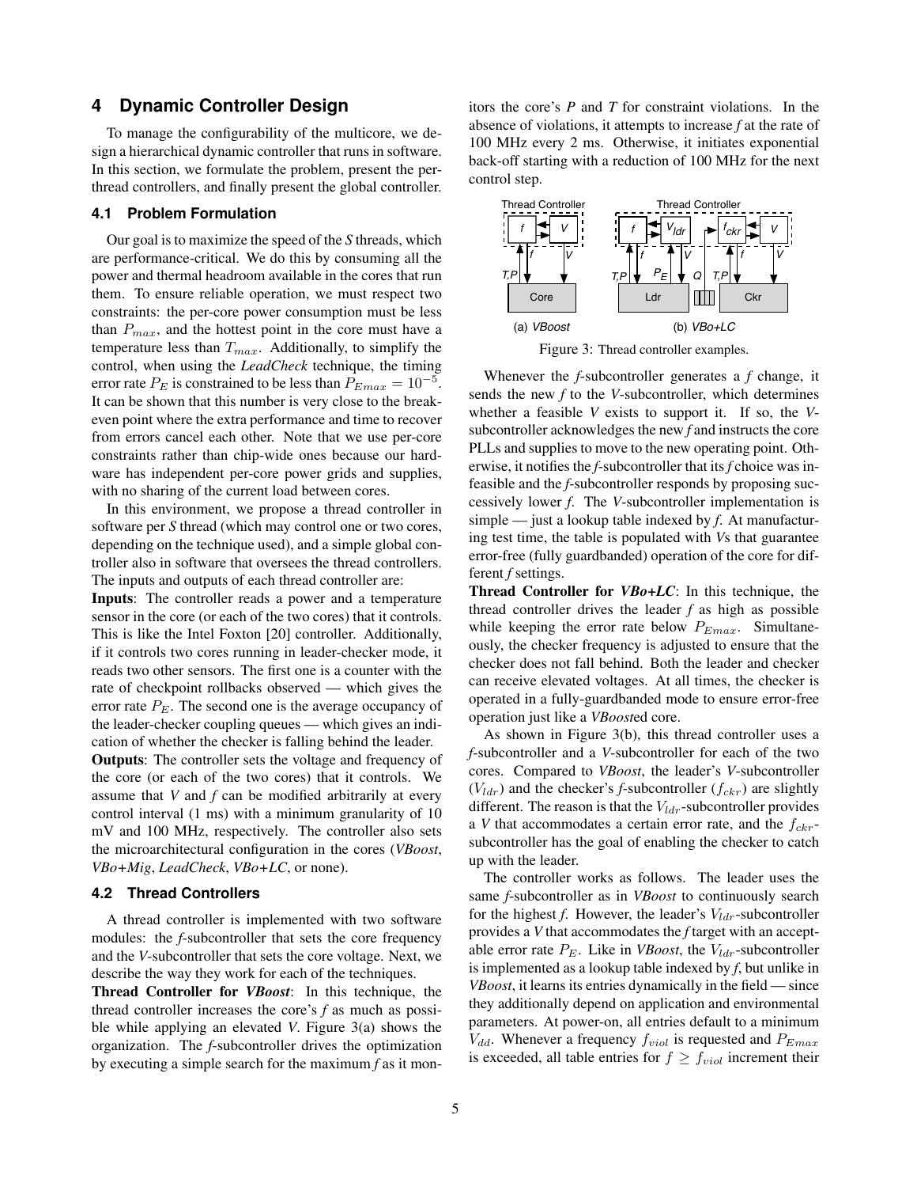## 4 Dynamic Controller Design

To manage the configurability of the multicore, we design a hierarchical dynamic controller that runs in software. In this section, we formulate the problem, present the per-thread controllers, and finally present the global controller.

### 4.1 Problem Formulation

Our goal is to maximize the speed of the *S* threads, which are performance-critical. We do this by consuming all the power and thermal headroom available in the cores that run them. To ensure reliable operation, we must respect two constraints: the per-core power consumption must be less than $P_{max}$, and the hottest point in the core must have a temperature less than $T_{max}$. Additionally, to simplify the control, when using the *LeadCheck* technique, the timing error rate $P_E$ is constrained to be less than $P_{Emax} = 10^{-5}$. It can be shown that this number is very close to the break-even point where the extra performance and time to recover from errors cancel each other. Note that we use per-core constraints rather than chip-wide ones because our hardware has independent per-core power grids and supplies, with no sharing of the current load between cores.

In this environment, we propose a thread controller in software per *S* thread (which may control one or two cores, depending on the technique used), and a simple global controller also in software that oversees the thread controllers. The inputs and outputs of each thread controller are:

**Inputs**: The controller reads a power and a temperature sensor in the core (or each of the two cores) that it controls. This is like the Intel Foxton [20] controller. Additionally, if it controls two cores running in leader-checker mode, it reads two other sensors. The first one is a counter with the rate of checkpoint rollbacks observed — which gives the error rate $P_E$. The second one is the average occupancy of the leader-checker coupling queues — which gives an indication of whether the checker is falling behind the leader.

**Outputs**: The controller sets the voltage and frequency of the core (or each of the two cores) that it controls. We assume that *V* and *f* can be modified arbitrarily at every control interval (1 ms) with a minimum granularity of 10 mV and 100 MHz, respectively. The controller also sets the microarchitectural configuration in the cores (*VBoost*, *VBo+Mig*, *LeadCheck*, *VBo+LC*, or none).

### 4.2 Thread Controllers

A thread controller is implemented with two software modules: the *f*-subcontroller that sets the core frequency and the *V*-subcontroller that sets the core voltage. Next, we describe the way they work for each of the techniques.

**Thread Controller for *VBoost***: In this technique, the thread controller increases the core's *f* as much as possible while applying an elevated *V*. Figure 3(a) shows the organization. The *f*-subcontroller drives the optimization by executing a simple search for the maximum *f* as it monitors the core's *P* and *T* for constraint violations. In the absence of violations, it attempts to increase *f* at the rate of 100 MHz every 2 ms. Otherwise, it initiates exponential back-off starting with a reduction of 100 MHz for the next control step.

Figure 3: Thread controller examples.

Whenever the *f*-subcontroller generates a *f* change, it sends the new *f* to the *V*-subcontroller, which determines whether a feasible *V* exists to support it. If so, the *V*-subcontroller acknowledges the new *f* and instructs the core PLLs and supplies to move to the new operating point. Otherwise, it notifies the *f*-subcontroller that its *f* choice was infeasible and the *f*-subcontroller responds by proposing successively lower *f*. The *V*-subcontroller implementation is simple — just a lookup table indexed by *f*. At manufacturing test time, the table is populated with *V*s that guarantee error-free (fully guardbanded) operation of the core for different *f* settings.

**Thread Controller for *VBo+LC***: In this technique, the thread controller drives the leader *f* as high as possible while keeping the error rate below $P_{Emax}$. Simultaneously, the checker frequency is adjusted to ensure that the checker does not fall behind. Both the leader and checker can receive elevated voltages. At all times, the checker is operated in a fully-guardbanded mode to ensure error-free operation just like a *VBoost*ed core.

As shown in Figure 3(b), this thread controller uses a *f*-subcontroller and a *V*-subcontroller for each of the two cores. Compared to *VBoost*, the leader's *V*-subcontroller ($V_{ldr}$) and the checker's *f*-subcontroller ($f_{ckr}$) are slightly different. The reason is that the $V_{ldr}$-subcontroller provides a *V* that accommodates a certain error rate, and the $f_{ckr}$-subcontroller has the goal of enabling the checker to catch up with the leader.

The controller works as follows. The leader uses the same *f*-subcontroller as in *VBoost* to continuously search for the highest *f*. However, the leader's $V_{ldr}$-subcontroller provides a *V* that accommodates the *f* target with an acceptable error rate $P_E$. Like in *VBoost*, the $V_{ldr}$-subcontroller is implemented as a lookup table indexed by *f*, but unlike in *VBoost*, it learns its entries dynamically in the field — since they additionally depend on application and environmental parameters. At power-on, all entries default to a minimum $V_{dd}$. Whenever a frequency $f_{viol}$ is requested and $P_{Emax}$ is exceeded, all table entries for $f \geq f_{viol}$ increment their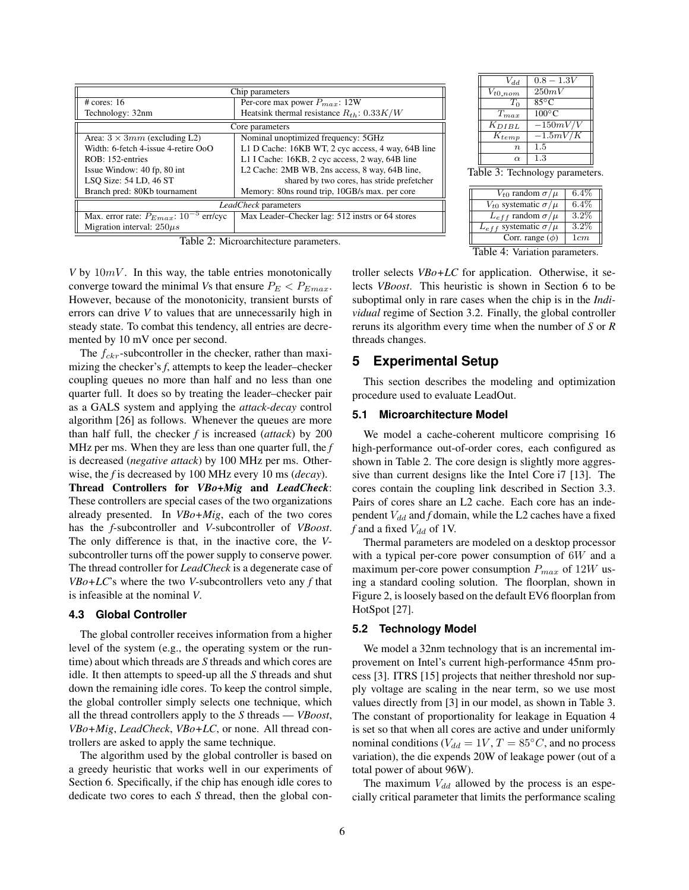| Chip parameters | |
|---|---|
| # cores: 16 | Per-core max power $P_{max}$: 12W |
| Technology: 32nm | Heatsink thermal resistance $R_{th}$: $0.33K/W$ |
| **Core parameters** | |
| Area: $3 \times 3mm$ (excluding L2) | Nominal unoptimized frequency: 5GHz |
| Width: 6-fetch 4-issue 4-retire OoO | L1 D Cache: 16KB WT, 2 cyc access, 4 way, 64B line |
| ROB: 152-entries | L1 I Cache: 16KB, 2 cyc access, 2 way, 64B line |
| Issue Window: 40 fp, 80 int | L2 Cache: 2MB WB, 2ns access, 8 way, 64B line, shared by two cores, has stride prefetcher |
| LSQ Size: 54 LD, 46 ST | |
| Branch pred: 80Kb tournament | Memory: 80ns round trip, 10GB/s max. per core |
| ***LeadCheck* parameters** | |
| Max. error rate: $P_{Emax}$: $10^{-5}$ err/cyc | Max Leader–Checker lag: 512 instrs or 64 stores |
| Migration interval: $250\mu s$ | |

Table 2: Microarchitecture parameters.

| Parameter | Value |
|---|---|
| $V_{dd}$ | $0.8 - 1.3V$ |
| $V_{t0\_nom}$ | $250mV$ |
| $T_0$ | 85°C |
| $T_{max}$ | 100°C |
| $K_{DIBL}$ | $-150mV/V$ |
| $K_{temp}$ | $-1.5mV/K$ |
| $n$ | 1.5 |
| $\alpha$ | 1.3 |

Table 3: Technology parameters.

| Parameter | Value |
|---|---|
| $V_{t0}$ random $\sigma/\mu$ | 6.4% |
| $V_{t0}$ systematic $\sigma/\mu$ | 6.4% |
| $L_{eff}$ random $\sigma/\mu$ | 3.2% |
| $L_{eff}$ systematic $\sigma/\mu$ | 3.2% |
| Corr. range ($\phi$) | $1cm$ |

Table 4: Variation parameters.

*V* by $10mV$. In this way, the table entries monotonically converge toward the minimal *V*s that ensure $P_E < P_{Emax}$. However, because of the monotonicity, transient bursts of errors can drive *V* to values that are unnecessarily high in steady state. To combat this tendency, all entries are decremented by 10 mV once per second.

The $f_{ckr}$-subcontroller in the checker, rather than maximizing the checker's *f*, attempts to keep the leader–checker coupling queues no more than half and no less than one quarter full. It does so by treating the leader–checker pair as a GALS system and applying the *attack-decay* control algorithm [26] as follows. Whenever the queues are more than half full, the checker *f* is increased (*attack*) by 200 MHz per ms. When they are less than one quarter full, the *f* is decreased (*negative attack*) by 100 MHz per ms. Otherwise, the *f* is decreased by 100 MHz every 10 ms (*decay*).

**Thread Controllers for *VBo+Mig* and *LeadCheck***: These controllers are special cases of the two organizations already presented. In *VBo+Mig*, each of the two cores has the *f*-subcontroller and *V*-subcontroller of *VBoost*. The only difference is that, in the inactive core, the *V*-subcontroller turns off the power supply to conserve power. The thread controller for *LeadCheck* is a degenerate case of *VBo+LC*'s where the two *V*-subcontrollers veto any *f* that is infeasible at the nominal *V*.

### 4.3 Global Controller

The global controller receives information from a higher level of the system (e.g., the operating system or the runtime) about which threads are *S* threads and which cores are idle. It then attempts to speed-up all the *S* threads and shut down the remaining idle cores. To keep the control simple, the global controller simply selects one technique, which all the thread controllers apply to the *S* threads — *VBoost*, *VBo+Mig*, *LeadCheck*, *VBo+LC*, or none. All thread controllers are asked to apply the same technique.

The algorithm used by the global controller is based on a greedy heuristic that works well in our experiments of Section 6. Specifically, if the chip has enough idle cores to dedicate two cores to each *S* thread, then the global controller selects *VBo+LC* for application. Otherwise, it selects *VBoost*. This heuristic is shown in Section 6 to be suboptimal only in rare cases when the chip is in the *Individual* regime of Section 3.2. Finally, the global controller reruns its algorithm every time when the number of *S* or *R* threads changes.

## 5 Experimental Setup

This section describes the modeling and optimization procedure used to evaluate LeadOut.

### 5.1 Microarchitecture Model

We model a cache-coherent multicore comprising 16 high-performance out-of-order cores, each configured as shown in Table 2. The core design is slightly more aggressive than current designs like the Intel Core i7 [13]. The cores contain the coupling link described in Section 3.3. Pairs of cores share an L2 cache. Each core has an independent $V_{dd}$ and *f* domain, while the L2 caches have a fixed *f* and a fixed $V_{dd}$ of 1V.

Thermal parameters are modeled on a desktop processor with a typical per-core power consumption of $6W$ and a maximum per-core power consumption $P_{max}$ of $12W$ using a standard cooling solution. The floorplan, shown in Figure 2, is loosely based on the default EV6 floorplan from HotSpot [27].

### 5.2 Technology Model

We model a 32nm technology that is an incremental improvement on Intel's current high-performance 45nm process [3]. ITRS [15] projects that neither threshold nor supply voltage are scaling in the near term, so we use most values directly from [3] in our model, as shown in Table 3. The constant of proportionality for leakage in Equation 4 is set so that when all cores are active and under uniformly nominal conditions ($V_{dd} = 1V$, $T = 85°C$, and no process variation), the die expends 20W of leakage power (out of a total power of about 96W).

The maximum $V_{dd}$ allowed by the process is an especially critical parameter that limits the performance scaling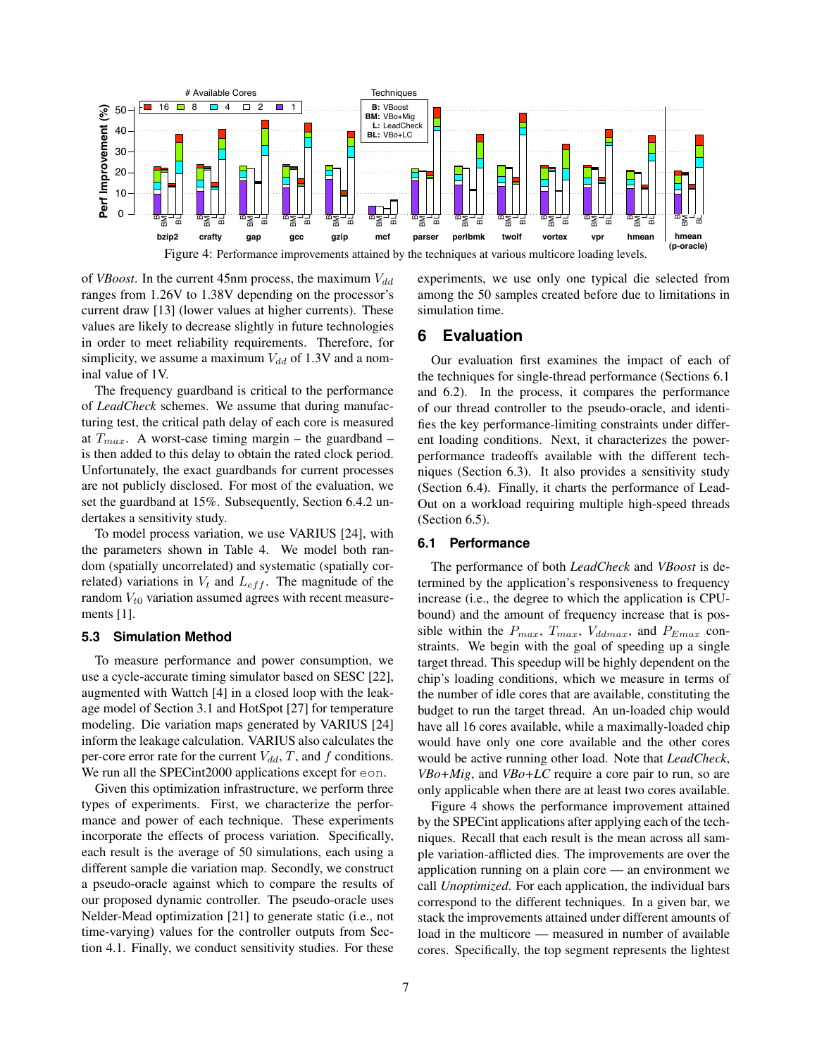Figure 4: Performance improvements attained by the techniques at various multicore loading levels.

of *VBoost*. In the current 45nm process, the maximum $V_{dd}$ ranges from 1.26V to 1.38V depending on the processor's current draw [13] (lower values at higher currents). These values are likely to decrease slightly in future technologies in order to meet reliability requirements. Therefore, for simplicity, we assume a maximum $V_{dd}$ of 1.3V and a nominal value of 1V.

The frequency guardband is critical to the performance of *LeadCheck* schemes. We assume that during manufacturing test, the critical path delay of each core is measured at $T_{max}$. A worst-case timing margin – the guardband – is then added to this delay to obtain the rated clock period. Unfortunately, the exact guardbands for current processes are not publicly disclosed. For most of the evaluation, we set the guardband at 15%. Subsequently, Section 6.4.2 undertakes a sensitivity study.

To model process variation, we use VARIUS [24], with the parameters shown in Table 4. We model both random (spatially uncorrelated) and systematic (spatially correlated) variations in $V_t$ and $L_{eff}$. The magnitude of the random $V_{t0}$ variation assumed agrees with recent measurements [1].

### 5.3 Simulation Method

To measure performance and power consumption, we use a cycle-accurate timing simulator based on SESC [22], augmented with Wattch [4] in a closed loop with the leakage model of Section 3.1 and HotSpot [27] for temperature modeling. Die variation maps generated by VARIUS [24] inform the leakage calculation. VARIUS also calculates the per-core error rate for the current $V_{dd}$, $T$, and $f$ conditions. We run all the SPECint2000 applications except for eon.

Given this optimization infrastructure, we perform three types of experiments. First, we characterize the performance and power of each technique. These experiments incorporate the effects of process variation. Specifically, each result is the average of 50 simulations, each using a different sample die variation map. Secondly, we construct a pseudo-oracle against which to compare the results of our proposed dynamic controller. The pseudo-oracle uses Nelder-Mead optimization [21] to generate static (i.e., not time-varying) values for the controller outputs from Section 4.1. Finally, we conduct sensitivity studies. For these experiments, we use only one typical die selected from among the 50 samples created before due to limitations in simulation time.

## 6 Evaluation

Our evaluation first examines the impact of each of the techniques for single-thread performance (Sections 6.1 and 6.2). In the process, it compares the performance of our thread controller to the pseudo-oracle, and identifies the key performance-limiting constraints under different loading conditions. Next, it characterizes the power-performance tradeoffs available with the different techniques (Section 6.3). It also provides a sensitivity study (Section 6.4). Finally, it charts the performance of LeadOut on a workload requiring multiple high-speed threads (Section 6.5).

### 6.1 Performance

The performance of both *LeadCheck* and *VBoost* is determined by the application's responsiveness to frequency increase (i.e., the degree to which the application is CPU-bound) and the amount of frequency increase that is possible within the $P_{max}$, $T_{max}$, $V_{ddmax}$, and $P_{Emax}$ constraints. We begin with the goal of speeding up a single target thread. This speedup will be highly dependent on the chip's loading conditions, which we measure in terms of the number of idle cores that are available, constituting the budget to run the target thread. An un-loaded chip would have all 16 cores available, while a maximally-loaded chip would have only one core available and the other cores would be active running other load. Note that *LeadCheck*, *VBo+Mig*, and *VBo+LC* require a core pair to run, so are only applicable when there are at least two cores available.

Figure 4 shows the performance improvement attained by the SPECint applications after applying each of the techniques. Recall that each result is the mean across all sample variation-afflicted dies. The improvements are over the application running on a plain core — an environment we call *Unoptimized*. For each application, the individual bars correspond to the different techniques. In a given bar, we stack the improvements attained under different amounts of load in the multicore — measured in number of available cores. Specifically, the top segment represents the lightest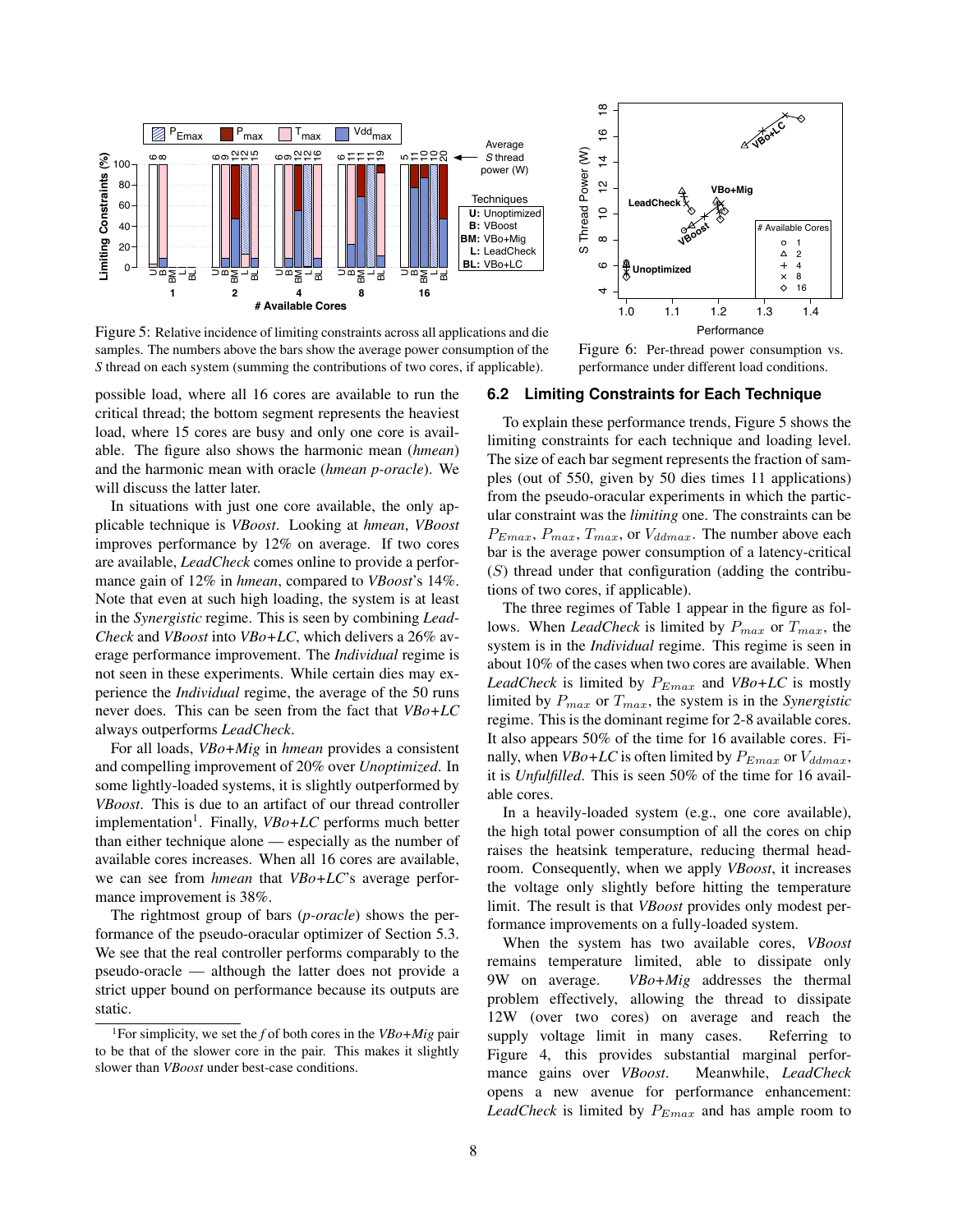Figure 5: Relative incidence of limiting constraints across all applications and die samples. The numbers above the bars show the average power consumption of the *S* thread on each system (summing the contributions of two cores, if applicable).

Figure 6: Per-thread power consumption vs. performance under different load conditions.

possible load, where all 16 cores are available to run the critical thread; the bottom segment represents the heaviest load, where 15 cores are busy and only one core is available. The figure also shows the harmonic mean (*hmean*) and the harmonic mean with oracle (*hmean p-oracle*). We will discuss the latter later.

In situations with just one core available, the only applicable technique is *VBoost*. Looking at *hmean*, *VBoost* improves performance by 12% on average. If two cores are available, *LeadCheck* comes online to provide a performance gain of 12% in *hmean*, compared to *VBoost*'s 14%. Note that even at such high loading, the system is at least in the *Synergistic* regime. This is seen by combining *LeadCheck* and *VBoost* into *VBo+LC*, which delivers a 26% average performance improvement. The *Individual* regime is not seen in these experiments. While certain dies may experience the *Individual* regime, the average of the 50 runs never does. This can be seen from the fact that *VBo+LC* always outperforms *LeadCheck*.

For all loads, *VBo+Mig* in *hmean* provides a consistent and compelling improvement of 20% over *Unoptimized*. In some lightly-loaded systems, it is slightly outperformed by *VBoost*. This is due to an artifact of our thread controller implementation[1]. Finally, *VBo+LC* performs much better than either technique alone — especially as the number of available cores increases. When all 16 cores are available, we can see from *hmean* that *VBo+LC*'s average performance improvement is 38%.

The rightmost group of bars (*p-oracle*) shows the performance of the pseudo-oracular optimizer of Section 5.3. We see that the real controller performs comparably to the pseudo-oracle — although the latter does not provide a strict upper bound on performance because its outputs are static.

[1] For simplicity, we set the *f* of both cores in the *VBo+Mig* pair to be that of the slower core in the pair. This makes it slightly slower than *VBoost* under best-case conditions.

### 6.2 Limiting Constraints for Each Technique

To explain these performance trends, Figure 5 shows the limiting constraints for each technique and loading level. The size of each bar segment represents the fraction of samples (out of 550, given by 50 dies times 11 applications) from the pseudo-oracular experiments in which the particular constraint was the *limiting* one. The constraints can be $P_{Emax}$, $P_{max}$, $T_{max}$, or $V_{ddmax}$. The number above each bar is the average power consumption of a latency-critical ($S$) thread under that configuration (adding the contributions of two cores, if applicable).

The three regimes of Table 1 appear in the figure as follows. When *LeadCheck* is limited by $P_{max}$ or $T_{max}$, the system is in the *Individual* regime. This regime is seen in about 10% of the cases when two cores are available. When *LeadCheck* is limited by $P_{Emax}$ and *VBo+LC* is mostly limited by $P_{max}$ or $T_{max}$, the system is in the *Synergistic* regime. This is the dominant regime for 2-8 available cores. It also appears 50% of the time for 16 available cores. Finally, when *VBo+LC* is often limited by $P_{Emax}$ or $V_{ddmax}$, it is *Unfulfilled*. This is seen 50% of the time for 16 available cores.

In a heavily-loaded system (e.g., one core available), the high total power consumption of all the cores on chip raises the heatsink temperature, reducing thermal headroom. Consequently, when we apply *VBoost*, it increases the voltage only slightly before hitting the temperature limit. The result is that *VBoost* provides only modest performance improvements on a fully-loaded system.

When the system has two available cores, *VBoost* remains temperature limited, able to dissipate only 9W on average. *VBo+Mig* addresses the thermal problem effectively, allowing the thread to dissipate 12W (over two cores) on average and reach the supply voltage limit in many cases. Referring to Figure 4, this provides substantial marginal performance gains over *VBoost*. Meanwhile, *LeadCheck* opens a new avenue for performance enhancement: *LeadCheck* is limited by $P_{Emax}$ and has ample room to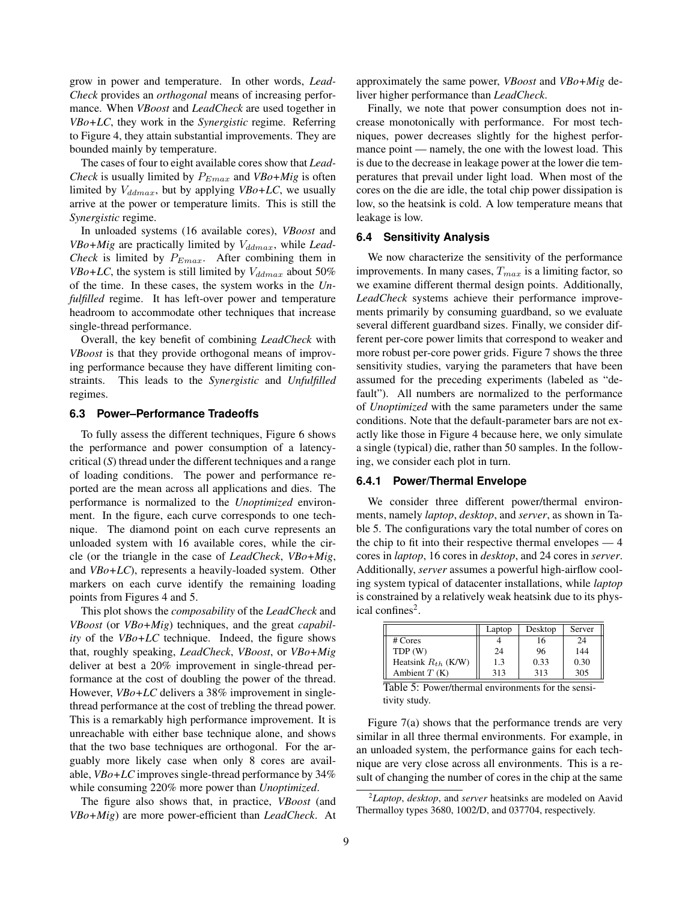grow in power and temperature. In other words, *LeadCheck* provides an *orthogonal* means of increasing performance. When *VBoost* and *LeadCheck* are used together in *VBo+LC*, they work in the *Synergistic* regime. Referring to Figure 4, they attain substantial improvements. They are bounded mainly by temperature.

The cases of four to eight available cores show that *LeadCheck* is usually limited by $P_{Emax}$ and *VBo+Mig* is often limited by $V_{ddmax}$, but by applying *VBo+LC*, we usually arrive at the power or temperature limits. This is still the *Synergistic* regime.

In unloaded systems (16 available cores), *VBoost* and *VBo+Mig* are practically limited by $V_{ddmax}$, while *LeadCheck* is limited by $P_{Emax}$. After combining them in *VBo+LC*, the system is still limited by $V_{ddmax}$ about 50% of the time. In these cases, the system works in the *Unfulfilled* regime. It has left-over power and temperature headroom to accommodate other techniques that increase single-thread performance.

Overall, the key benefit of combining *LeadCheck* with *VBoost* is that they provide orthogonal means of improving performance because they have different limiting constraints. This leads to the *Synergistic* and *Unfulfilled* regimes.

### 6.3 Power–Performance Tradeoffs

To fully assess the different techniques, Figure 6 shows the performance and power consumption of a latency-critical (*S*) thread under the different techniques and a range of loading conditions. The power and performance reported are the mean across all applications and dies. The performance is normalized to the *Unoptimized* environment. In the figure, each curve corresponds to one technique. The diamond point on each curve represents an unloaded system with 16 available cores, while the circle (or the triangle in the case of *LeadCheck*, *VBo+Mig*, and *VBo+LC*), represents a heavily-loaded system. Other markers on each curve identify the remaining loading points from Figures 4 and 5.

This plot shows the *composability* of the *LeadCheck* and *VBoost* (or *VBo+Mig*) techniques, and the great *capability* of the *VBo+LC* technique. Indeed, the figure shows that, roughly speaking, *LeadCheck*, *VBoost*, or *VBo+Mig* deliver at best a 20% improvement in single-thread performance at the cost of doubling the power of the thread. However, *VBo+LC* delivers a 38% improvement in single-thread performance at the cost of trebling the thread power. This is a remarkably high performance improvement. It is unreachable with either base technique alone, and shows that the two base techniques are orthogonal. For the arguably more likely case when only 8 cores are available, *VBo+LC* improves single-thread performance by 34% while consuming 220% more power than *Unoptimized*.

The figure also shows that, in practice, *VBoost* (and *VBo+Mig*) are more power-efficient than *LeadCheck*. At approximately the same power, *VBoost* and *VBo+Mig* deliver higher performance than *LeadCheck*.

Finally, we note that power consumption does not increase monotonically with performance. For most techniques, power decreases slightly for the highest performance point — namely, the one with the lowest load. This is due to the decrease in leakage power at the lower die temperatures that prevail under light load. When most of the cores on the die are idle, the total chip power dissipation is low, so the heatsink is cold. A low temperature means that leakage is low.

### 6.4 Sensitivity Analysis

We now characterize the sensitivity of the performance improvements. In many cases, $T_{max}$ is a limiting factor, so we examine different thermal design points. Additionally, *LeadCheck* systems achieve their performance improvements primarily by consuming guardband, so we evaluate several different guardband sizes. Finally, we consider different per-core power limits that correspond to weaker and more robust per-core power grids. Figure 7 shows the three sensitivity studies, varying the parameters that have been assumed for the preceding experiments (labeled as "default"). All numbers are normalized to the performance of *Unoptimized* with the same parameters under the same conditions. Note that the default-parameter bars are not exactly like those in Figure 4 because here, we only simulate a single (typical) die, rather than 50 samples. In the following, we consider each plot in turn.

#### 6.4.1 Power/Thermal Envelope

We consider three different power/thermal environments, namely *laptop*, *desktop*, and *server*, as shown in Table 5. The configurations vary the total number of cores on the chip to fit into their respective thermal envelopes — 4 cores in *laptop*, 16 cores in *desktop*, and 24 cores in *server*. Additionally, *server* assumes a powerful high-airflow cooling system typical of datacenter installations, while *laptop* is constrained by a relatively weak heatsink due to its physical confines[2].

| | Laptop | Desktop | Server |
|---|---|---|---|
| # Cores | 4 | 16 | 24 |
| TDP (W) | 24 | 96 | 144 |
| Heatsink $R_{th}$ (K/W) | 1.3 | 0.33 | 0.30 |
| Ambient $T$ (K) | 313 | 313 | 305 |

Table 5: Power/thermal environments for the sensitivity study.

Figure 7(a) shows that the performance trends are very similar in all three thermal environments. For example, in an unloaded system, the performance gains for each technique are very close across all environments. This is a result of changing the number of cores in the chip at the same

[2] *Laptop*, *desktop*, and *server* heatsinks are modeled on Aavid Thermalloy types 3680, 1002/D, and 037704, respectively.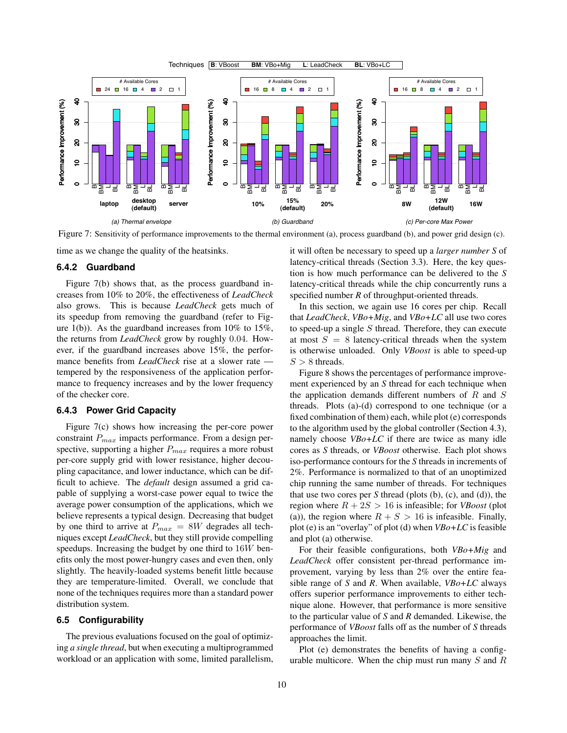Figure 7: Sensitivity of performance improvements to the thermal environment (a), process guardband (b), and power grid design (c).

time as we change the quality of the heatsinks.

#### 6.4.2 Guardband

Figure 7(b) shows that, as the process guardband increases from 10% to 20%, the effectiveness of *LeadCheck* also grows. This is because *LeadCheck* gets much of its speedup from removing the guardband (refer to Figure 1(b)). As the guardband increases from 10% to 15%, the returns from *LeadCheck* grow by roughly 0.04. However, if the guardband increases above 15%, the performance benefits from *LeadCheck* rise at a slower rate — tempered by the responsiveness of the application performance to frequency increases and by the lower frequency of the checker core.

#### 6.4.3 Power Grid Capacity

Figure 7(c) shows how increasing the per-core power constraint $P_{max}$ impacts performance. From a design perspective, supporting a higher $P_{max}$ requires a more robust per-core supply grid with lower resistance, higher decoupling capacitance, and lower inductance, which can be difficult to achieve. The *default* design assumed a grid capable of supplying a worst-case power equal to twice the average power consumption of the applications, which we believe represents a typical design. Decreasing that budget by one third to arrive at $P_{max} = 8W$ degrades all techniques except *LeadCheck*, but they still provide compelling speedups. Increasing the budget by one third to $16W$ benefits only the most power-hungry cases and even then, only slightly. The heavily-loaded systems benefit little because they are temperature-limited. Overall, we conclude that none of the techniques requires more than a standard power distribution system.

### 6.5 Configurability

The previous evaluations focused on the goal of optimizing *a single thread*, but when executing a multiprogrammed workload or an application with some, limited parallelism, it will often be necessary to speed up a *larger number S* of latency-critical threads (Section 3.3). Here, the key question is how much performance can be delivered to the *S* latency-critical threads while the chip concurrently runs a specified number *R* of throughput-oriented threads.

In this section, we again use 16 cores per chip. Recall that *LeadCheck*, *VBo+Mig*, and *VBo+LC* all use two cores to speed-up a single $S$ thread. Therefore, they can execute at most $S = 8$ latency-critical threads when the system is otherwise unloaded. Only *VBoost* is able to speed-up $S > 8$ threads.

Figure 8 shows the percentages of performance improvement experienced by an *S* thread for each technique when the application demands different numbers of *R* and *S* threads. Plots (a)-(d) correspond to one technique (or a fixed combination of them) each, while plot (e) corresponds to the algorithm used by the global controller (Section 4.3), namely choose *VBo+LC* if there are twice as many idle cores as *S* threads, or *VBoost* otherwise. Each plot shows iso-performance contours for the *S* threads in increments of 2%. Performance is normalized to that of an unoptimized chip running the same number of threads. For techniques that use two cores per *S* thread (plots (b), (c), and (d)), the region where $R + 2S > 16$ is infeasible; for *VBoost* (plot (a)), the region where $R + S > 16$ is infeasible. Finally, plot (e) is an "overlay" of plot (d) when *VBo+LC* is feasible and plot (a) otherwise.

For their feasible configurations, both *VBo+Mig* and *LeadCheck* offer consistent per-thread performance improvement, varying by less than 2% over the entire feasible range of *S* and *R*. When available, *VBo+LC* always offers superior performance improvements to either technique alone. However, that performance is more sensitive to the particular value of *S* and *R* demanded. Likewise, the performance of *VBoost* falls off as the number of *S* threads approaches the limit.

Plot (e) demonstrates the benefits of having a configurable multicore. When the chip must run many $S$ and $R$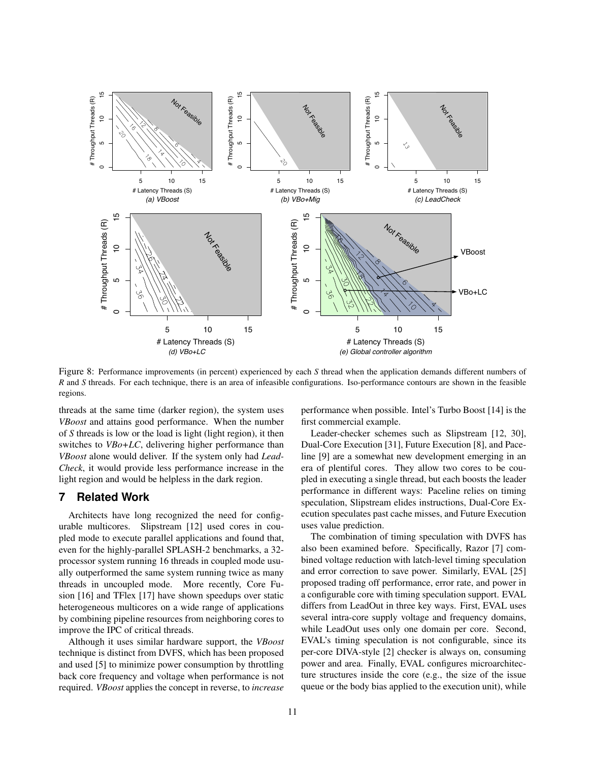Figure 8: Performance improvements (in percent) experienced by each *S* thread when the application demands different numbers of *R* and *S* threads. For each technique, there is an area of infeasible configurations. Iso-performance contours are shown in the feasible regions.

threads at the same time (darker region), the system uses *VBoost* and attains good performance. When the number of *S* threads is low or the load is light (light region), it then switches to *VBo+LC*, delivering higher performance than *VBoost* alone would deliver. If the system only had *LeadCheck*, it would provide less performance increase in the light region and would be helpless in the dark region.

## 7 Related Work

Architects have long recognized the need for configurable multicores. Slipstream [12] used cores in coupled mode to execute parallel applications and found that, even for the highly-parallel SPLASH-2 benchmarks, a 32-processor system running 16 threads in coupled mode usually outperformed the same system running twice as many threads in uncoupled mode. More recently, Core Fusion [16] and TFlex [17] have shown speedups over static heterogeneous multicores on a wide range of applications by combining pipeline resources from neighboring cores to improve the IPC of critical threads.

Although it uses similar hardware support, the *VBoost* technique is distinct from DVFS, which has been proposed and used [5] to minimize power consumption by throttling back core frequency and voltage when performance is not required. *VBoost* applies the concept in reverse, to *increase* performance when possible. Intel's Turbo Boost [14] is the first commercial example.

Leader-checker schemes such as Slipstream [12, 30], Dual-Core Execution [31], Future Execution [8], and Paceline [9] are a somewhat new development emerging in an era of plentiful cores. They allow two cores to be coupled in executing a single thread, but each boosts the leader performance in different ways: Paceline relies on timing speculation, Slipstream elides instructions, Dual-Core Execution speculates past cache misses, and Future Execution uses value prediction.

The combination of timing speculation with DVFS has also been examined before. Specifically, Razor [7] combined voltage reduction with latch-level timing speculation and error correction to save power. Similarly, EVAL [25] proposed trading off performance, error rate, and power in a configurable core with timing speculation support. EVAL differs from LeadOut in three key ways. First, EVAL uses several intra-core supply voltage and frequency domains, while LeadOut uses only one domain per core. Second, EVAL's timing speculation is not configurable, since its per-core DIVA-style [2] checker is always on, consuming power and area. Finally, EVAL configures microarchitecture structures inside the core (e.g., the size of the issue queue or the body bias applied to the execution unit), while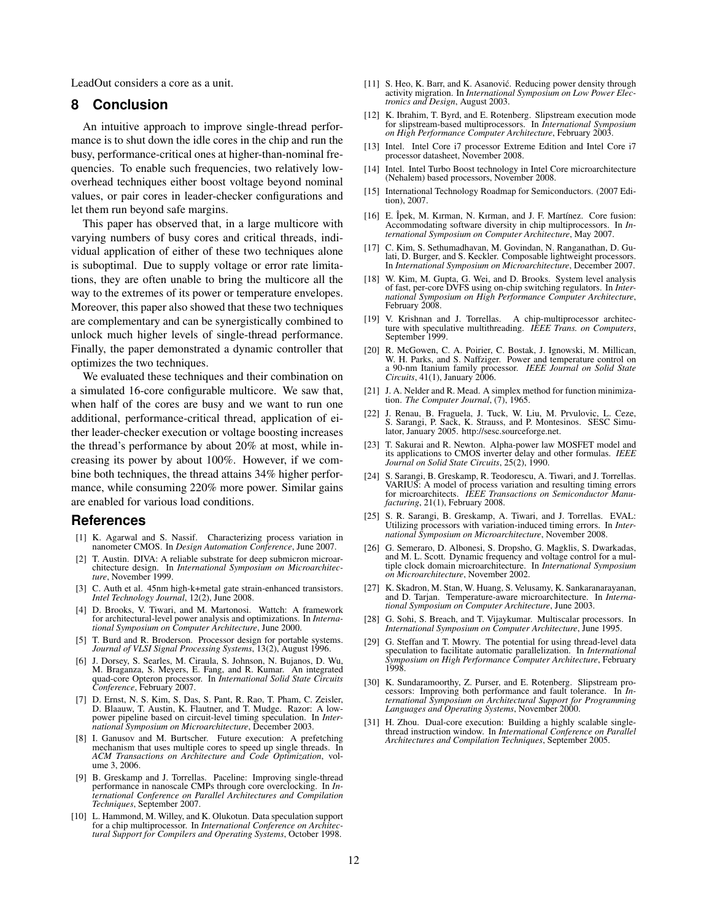LeadOut considers a core as a unit.

## 8 Conclusion

An intuitive approach to improve single-thread performance is to shut down the idle cores in the chip and run the busy, performance-critical ones at higher-than-nominal frequencies. To enable such frequencies, two relatively low-overhead techniques either boost voltage beyond nominal values, or pair cores in leader-checker configurations and let them run beyond safe margins.

This paper has observed that, in a large multicore with varying numbers of busy cores and critical threads, individual application of either of these two techniques alone is suboptimal. Due to supply voltage or error rate limitations, they are often unable to bring the multicore all the way to the extremes of its power or temperature envelopes. Moreover, this paper also showed that these two techniques are complementary and can be synergistically combined to unlock much higher levels of single-thread performance. Finally, the paper demonstrated a dynamic controller that optimizes the two techniques.

We evaluated these techniques and their combination on a simulated 16-core configurable multicore. We saw that, when half of the cores are busy and we want to run one additional, performance-critical thread, application of either leader-checker execution or voltage boosting increases the thread's performance by about 20% at most, while increasing its power by about 100%. However, if we combine both techniques, the thread attains 34% higher performance, while consuming 220% more power. Similar gains are enabled for various load conditions.

## References

[1] K. Agarwal and S. Nassif. Characterizing process variation in nanometer CMOS. In *Design Automation Conference*, June 2007.

[2] T. Austin. DIVA: A reliable substrate for deep submicron microarchitecture design. In *International Symposium on Microarchitecture*, November 1999.

[3] C. Auth et al. 45nm high-k+metal gate strain-enhanced transistors. *Intel Technology Journal*, 12(2), June 2008.

[4] D. Brooks, V. Tiwari, and M. Martonosi. Wattch: A framework for architectural-level power analysis and optimizations. In *International Symposium on Computer Architecture*, June 2000.

[5] T. Burd and R. Broderson. Processor design for portable systems. *Journal of VLSI Signal Processing Systems*, 13(2), August 1996.

[6] J. Dorsey, S. Searles, M. Ciraula, S. Johnson, N. Bujanos, D. Wu, M. Braganza, S. Meyers, E. Fang, and R. Kumar. An integrated quad-core Opteron processor. In *International Solid State Circuits Conference*, February 2007.

[7] D. Ernst, N. S. Kim, S. Das, S. Pant, R. Rao, T. Pham, C. Zeisler, D. Blaauw, T. Austin, K. Flautner, and T. Mudge. Razor: A low-power pipeline based on circuit-level timing speculation. In *International Symposium on Microarchitecture*, December 2003.

[8] I. Ganusov and M. Burtscher. Future execution: A prefetching mechanism that uses multiple cores to speed up single threads. In *ACM Transactions on Architecture and Code Optimization*, volume 3, 2006.

[9] B. Greskamp and J. Torrellas. Paceline: Improving single-thread performance in nanoscale CMPs through core overclocking. In *International Conference on Parallel Architectures and Compilation Techniques*, September 2007.

[10] L. Hammond, M. Willey, and K. Olukotun. Data speculation support for a chip multiprocessor. In *International Conference on Architectural Support for Compilers and Operating Systems*, October 1998.

[11] S. Heo, K. Barr, and K. Asanović. Reducing power density through activity migration. In *International Symposium on Low Power Electronics and Design*, August 2003.

[12] K. Ibrahim, T. Byrd, and E. Rotenberg. Slipstream execution mode for slipstream-based multiprocessors. In *International Symposium on High Performance Computer Architecture*, February 2003.

[13] Intel. Intel Core i7 processor Extreme Edition and Intel Core i7 processor datasheet, November 2008.

[14] Intel. Intel Turbo Boost technology in Intel Core microarchitecture (Nehalem) based processors, November 2008.

[15] International Technology Roadmap for Semiconductors. (2007 Edition), 2007.

[16] E. İpek, M. Kırman, N. Kırman, and J. F. Martínez. Core fusion: Accommodating software diversity in chip multiprocessors. In *International Symposium on Computer Architecture*, May 2007.

[17] C. Kim, S. Sethumadhavan, M. Govindan, N. Ranganathan, D. Gulati, D. Burger, and S. Keckler. Composable lightweight processors. In *International Symposium on Microarchitecture*, December 2007.

[18] W. Kim, M. Gupta, G. Wei, and D. Brooks. System level analysis of fast, per-core DVFS using on-chip switching regulators. In *International Symposium on High Performance Computer Architecture*, February 2008.

[19] V. Krishnan and J. Torrellas. A chip-multiprocessor architecture with speculative multithreading. *IEEE Trans. on Computers*, September 1999.

[20] R. McGowen, C. A. Poirier, C. Bostak, J. Ignowski, M. Millican, W. H. Parks, and S. Naffziger. Power and temperature control on a 90-nm Itanium family processor. *IEEE Journal on Solid State Circuits*, 41(1), January 2006.

[21] J. A. Nelder and R. Mead. A simplex method for function minimization. *The Computer Journal*, (7), 1965.

[22] J. Renau, B. Fraguela, J. Tuck, W. Liu, M. Prvulovic, L. Ceze, S. Sarangi, P. Sack, K. Strauss, and P. Montesinos. SESC Simulator, January 2005. http://sesc.sourceforge.net.

[23] T. Sakurai and R. Newton. Alpha-power law MOSFET model and its applications to CMOS inverter delay and other formulas. *IEEE Journal on Solid State Circuits*, 25(2), 1990.

[24] S. Sarangi, B. Greskamp, R. Teodorescu, A. Tiwari, and J. Torrellas. VARIUS: A model of process variation and resulting timing errors for microarchitects. *IEEE Transactions on Semiconductor Manufacturing*, 21(1), February 2008.

[25] S. R. Sarangi, B. Greskamp, A. Tiwari, and J. Torrellas. EVAL: Utilizing processors with variation-induced timing errors. In *International Symposium on Microarchitecture*, November 2008.

[26] G. Semeraro, D. Albonesi, S. Dropsho, G. Magklis, S. Dwarkadas, and M. L. Scott. Dynamic frequency and voltage control for a multiple clock domain microarchitecture. In *International Symposium on Microarchitecture*, November 2002.

[27] K. Skadron, M. Stan, W. Huang, S. Velusamy, K. Sankaranarayanan, and D. Tarjan. Temperature-aware microarchitecture. In *International Symposium on Computer Architecture*, June 2003.

[28] G. Sohi, S. Breach, and T. Vijaykumar. Multiscalar processors. In *International Symposium on Computer Architecture*, June 1995.

[29] G. Steffan and T. Mowry. The potential for using thread-level data speculation to facilitate automatic parallelization. In *International Symposium on High Performance Computer Architecture*, February 1998.

[30] K. Sundaramoorthy, Z. Purser, and E. Rotenberg. Slipstream processors: Improving both performance and fault tolerance. In *International Symposium on Architectural Support for Programming Languages and Operating Systems*, November 2000.

[31] H. Zhou. Dual-core execution: Building a highly scalable single-thread instruction window. In *International Conference on Parallel Architectures and Compilation Techniques*, September 2005.